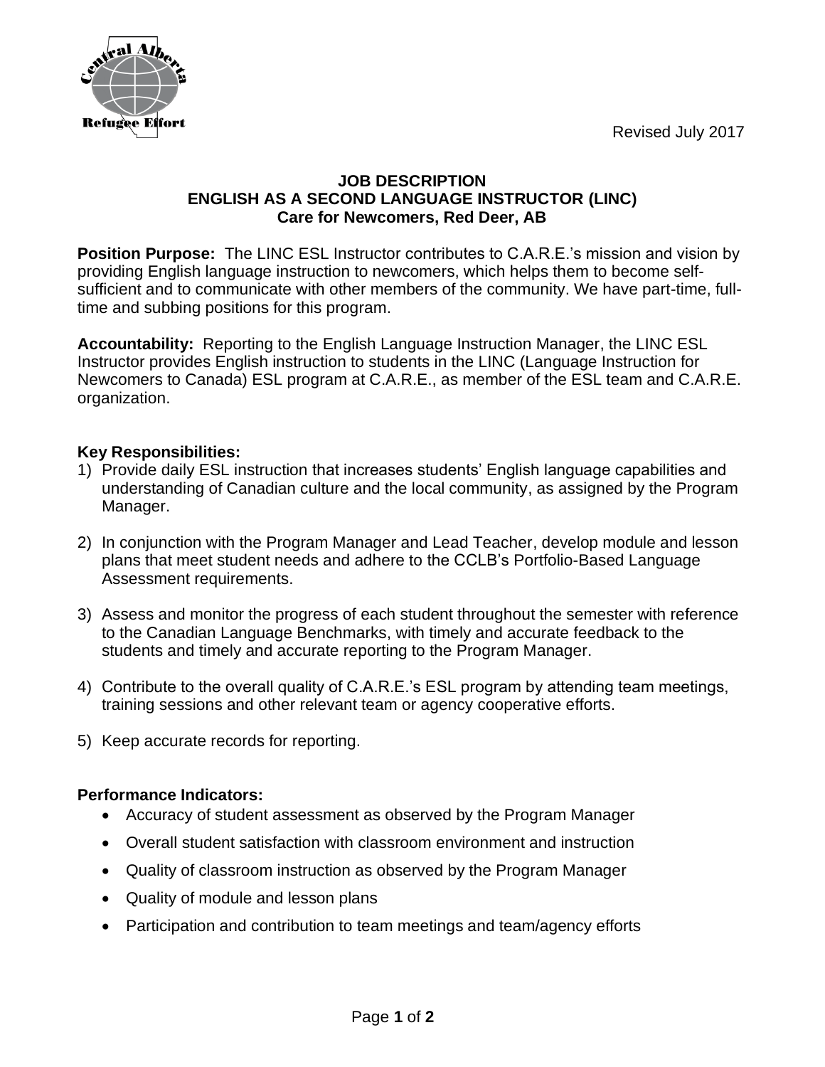Revised July 2017

# JOB DESCRIPTION
## ENGLISH AS A SECOND LANGUAGE INSTRUCTOR (LINC)
### Care for Newcomers, Red Deer, AB

**Position Purpose:** The LINC ESL Instructor contributes to C.A.R.E.'s mission and vision by providing English language instruction to newcomers, which helps them to become self-sufficient and to communicate with other members of the community. We have part-time, full-time and subbing positions for this program.

**Accountability:** Reporting to the English Language Instruction Manager, the LINC ESL Instructor provides English instruction to students in the LINC (Language Instruction for Newcomers to Canada) ESL program at C.A.R.E., as member of the ESL team and C.A.R.E. organization.

**Key Responsibilities:**

1) Provide daily ESL instruction that increases students' English language capabilities and understanding of Canadian culture and the local community, as assigned by the Program Manager.

2) In conjunction with the Program Manager and Lead Teacher, develop module and lesson plans that meet student needs and adhere to the CCLB's Portfolio-Based Language Assessment requirements.

3) Assess and monitor the progress of each student throughout the semester with reference to the Canadian Language Benchmarks, with timely and accurate feedback to the students and timely and accurate reporting to the Program Manager.

4) Contribute to the overall quality of C.A.R.E.'s ESL program by attending team meetings, training sessions and other relevant team or agency cooperative efforts.

5) Keep accurate records for reporting.

**Performance Indicators:**

- Accuracy of student assessment as observed by the Program Manager
- Overall student satisfaction with classroom environment and instruction
- Quality of classroom instruction as observed by the Program Manager
- Quality of module and lesson plans
- Participation and contribution to team meetings and team/agency efforts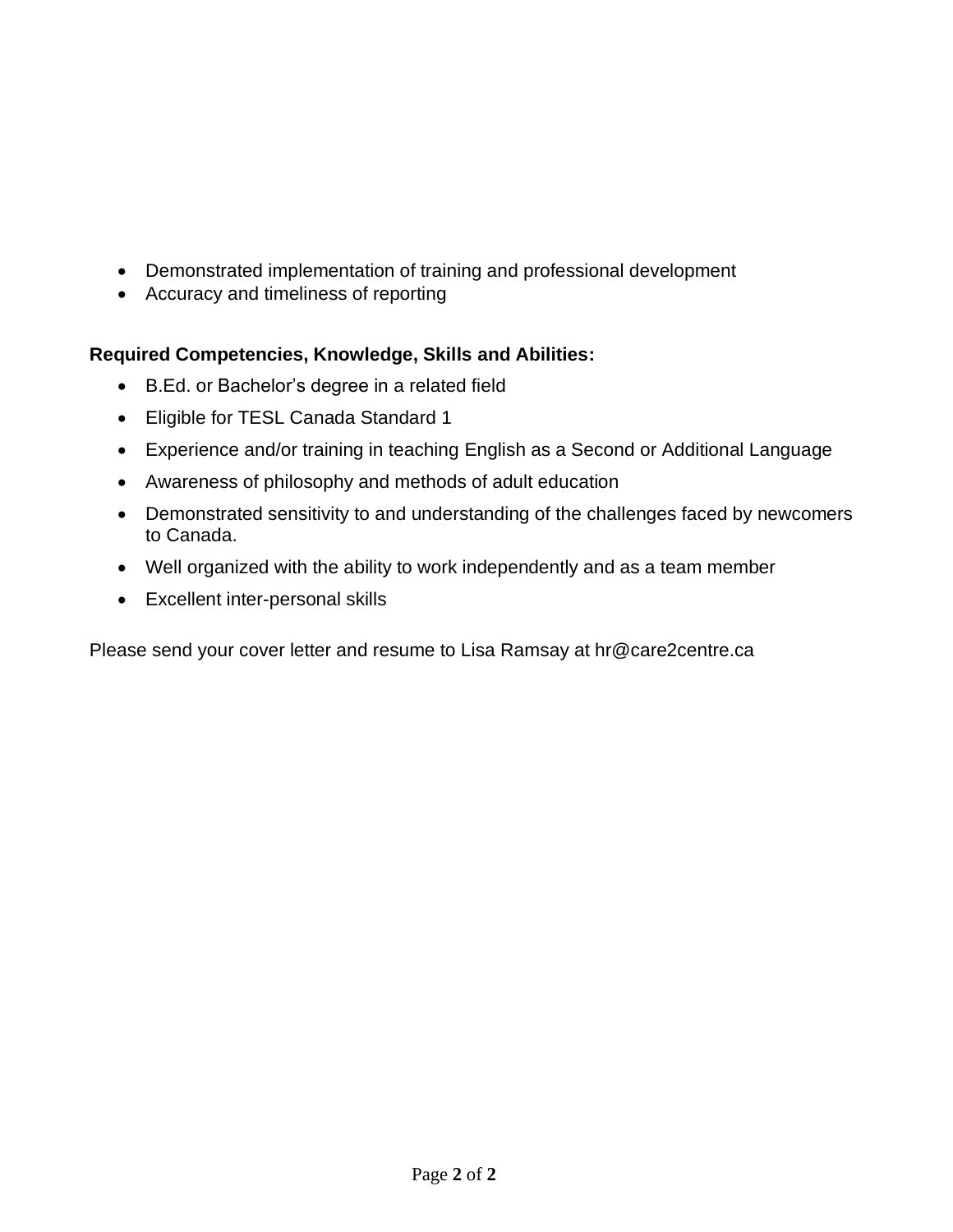- Demonstrated implementation of training and professional development
- Accuracy and timeliness of reporting

**Required Competencies, Knowledge, Skills and Abilities:**

- B.Ed. or Bachelor's degree in a related field
- Eligible for TESL Canada Standard 1
- Experience and/or training in teaching English as a Second or Additional Language
- Awareness of philosophy and methods of adult education
- Demonstrated sensitivity to and understanding of the challenges faced by newcomers to Canada.
- Well organized with the ability to work independently and as a team member
- Excellent inter-personal skills

Please send your cover letter and resume to Lisa Ramsay at hr@care2centre.ca